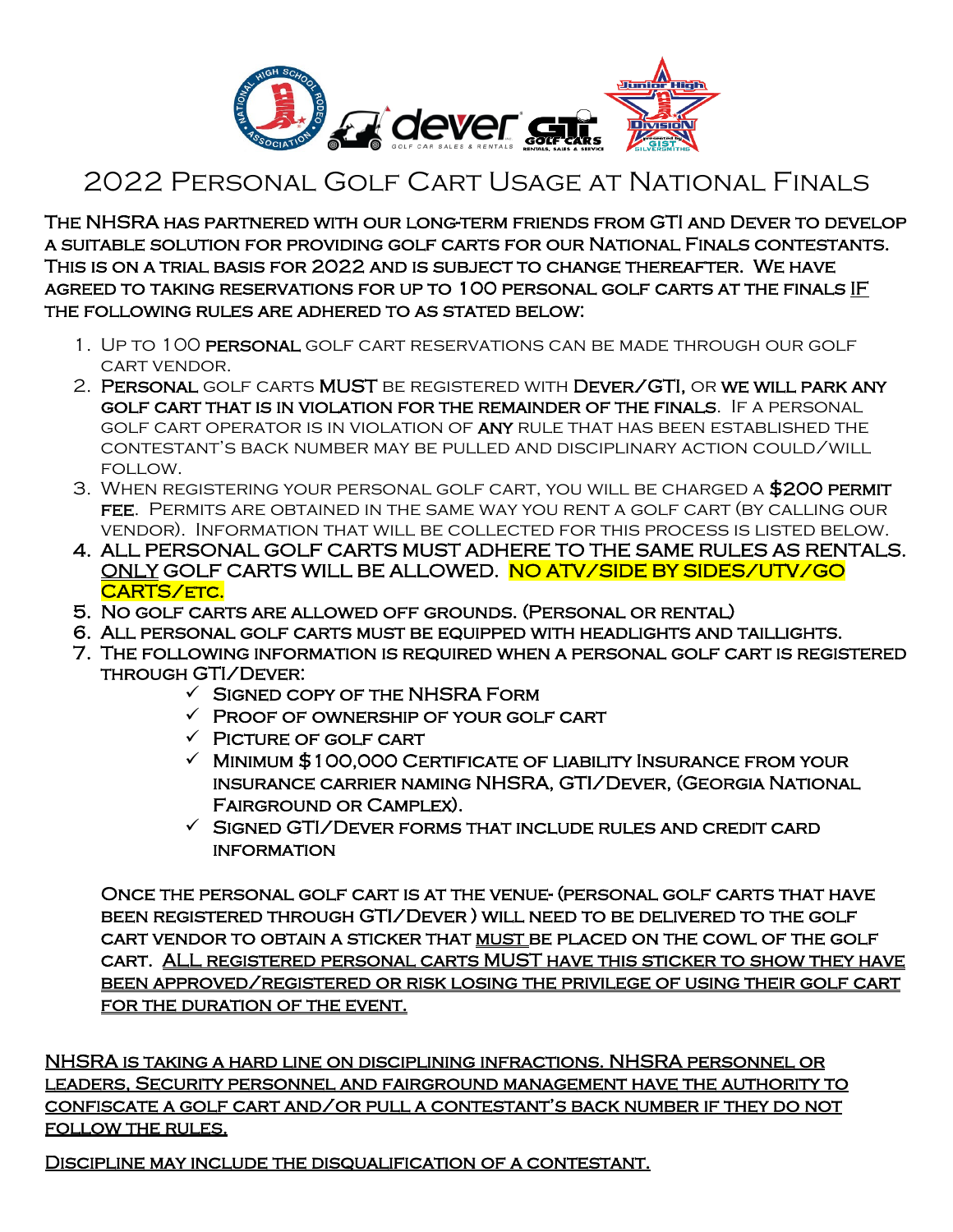# 2022 Personal Golf Cart Usage at National Finals

**The NHSRA has partnered with our long-term friends from GTI and Dever to develop a suitable solution for providing golf carts for our National Finals contestants. This is on a trial basis for 2022 and is subject to change thereafter. We have agreed to taking reservations for up to 100 personal golf carts at the finals <u>IF</u> the following rules are adhered to as stated below:**

1. Up to 100 **personal** golf cart reservations can be made through our golf cart vendor.
2. **Personal** golf carts **MUST** be registered with **Dever/GTI**, or **we will park any golf cart that is in violation for the remainder of the finals**. If a personal golf cart operator is in violation of **any** rule that has been established the contestant's back number may be pulled and disciplinary action could/will follow.
3. When registering your personal golf cart, you will be charged a **$200 permit fee**. Permits are obtained in the same way you rent a golf cart (by calling our vendor). Information that will be collected for this process is listed below.
4. **ALL PERSONAL GOLF CARTS MUST ADHERE TO THE SAME RULES AS RENTALS. <u>ONLY</u> GOLF CARTS WILL BE ALLOWED. NO ATV/SIDE BY SIDES/UTV/GO CARTS/etc.**
5. **No golf carts are allowed off grounds. (Personal or rental)**
6. **All personal golf carts must be equipped with headlights and taillights.**
7. **The following information is required when a personal golf cart is registered through GTI/Dever:**
   - ✓ **Signed copy of the NHSRA Form**
   - ✓ **Proof of ownership of your golf cart**
   - ✓ **Picture of golf cart**
   - ✓ **Minimum $100,000 Certificate of liability Insurance from your insurance carrier naming NHSRA, GTI/Dever, (Georgia National Fairground or Camplex).**
   - ✓ **Signed GTI/Dever forms that include rules and credit card information**

**Once the personal golf cart is at the venue- (personal golf carts that have been registered through GTI/Dever ) will need to be delivered to the golf cart vendor to obtain a sticker that <u>must</u> be placed on the cowl of the golf cart. <u>ALL registered personal carts MUST have this sticker to show they have been approved/registered or risk losing the privilege of using their golf cart for the duration of the event.</u>**

**<u>NHSRA is taking a hard line on disciplining infractions. NHSRA personnel or leaders, Security personnel and fairground management have the authority to confiscate a golf cart and/or pull a contestant's back number if they do not follow the rules.</u>**

**<u>Discipline may include the disqualification of a contestant.</u>**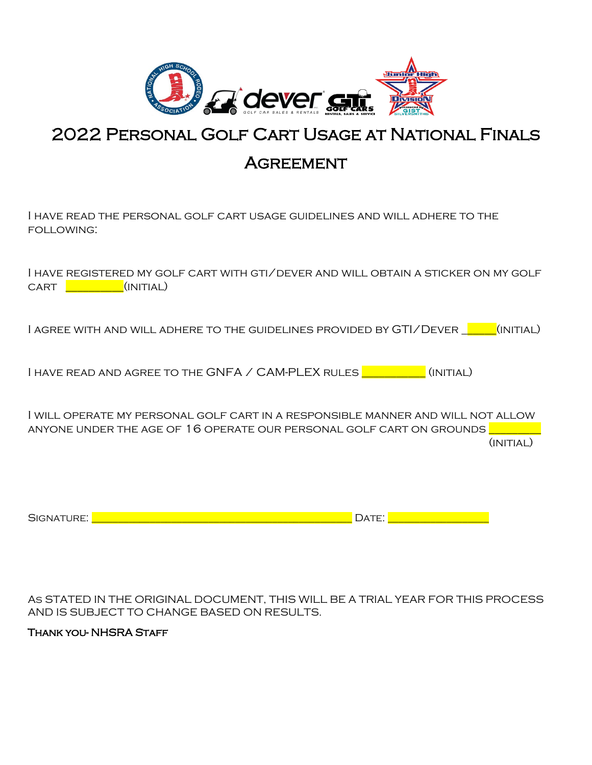# 2022 Personal Golf Cart Usage at National Finals Agreement

I have read the personal golf cart usage guidelines and will adhere to the following:

I have registered my golf cart with GTI/Dever and will obtain a sticker on my golf cart __________(initial)

I agree with and will adhere to the guidelines provided by GTI/Dever _____(initial)

I have read and agree to the GNFA / CAM-PLEX rules __________ (initial)

I will operate my personal golf cart in a responsible manner and will not allow anyone under the age of 16 operate our personal golf cart on grounds ________ (initial)

Signature: ____________________________________________ Date: _________________

As stated in the original document, this will be a trial year for this process and is subject to change based on results.

**Thank you- NHSRA Staff**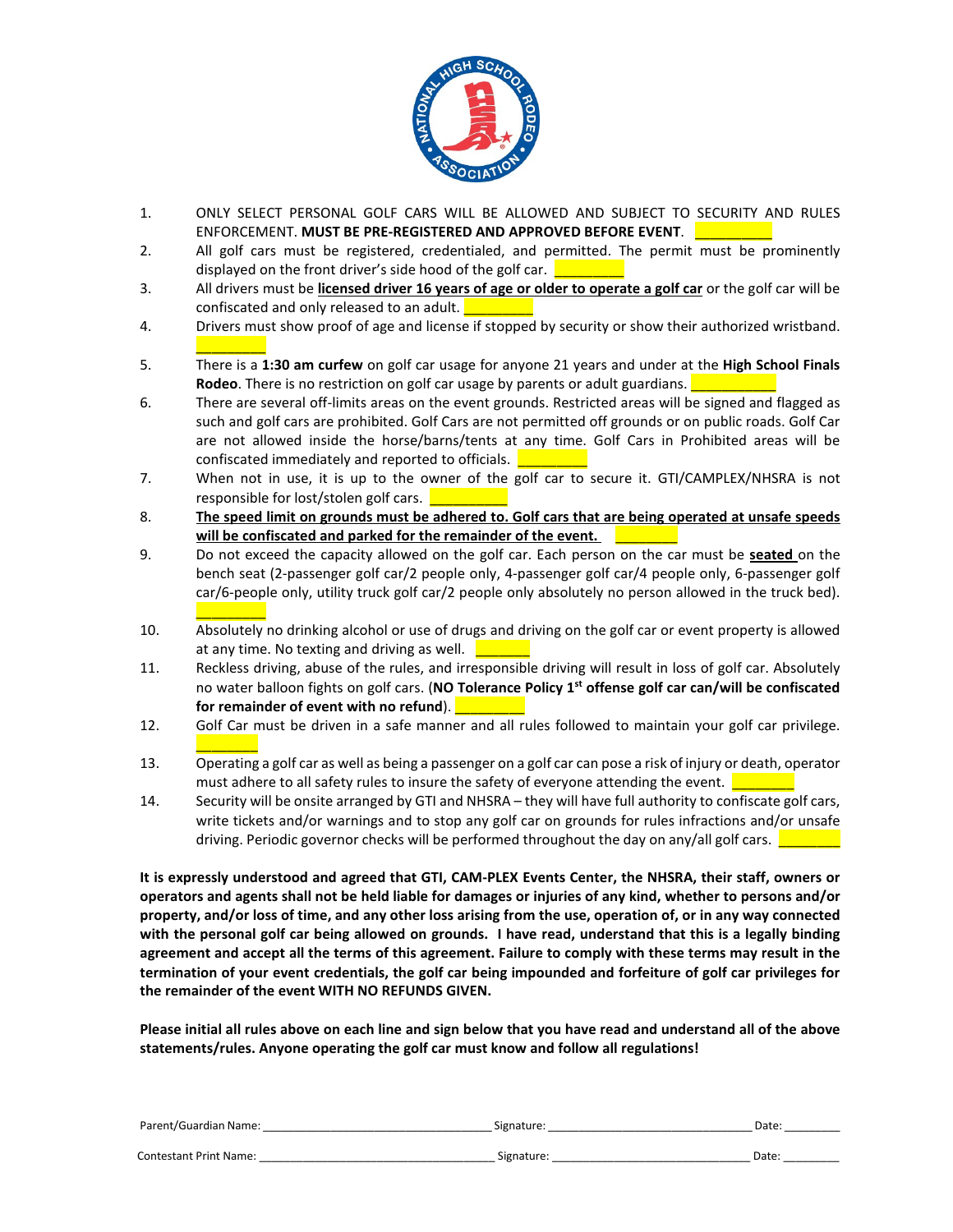1. ONLY SELECT PERSONAL GOLF CARS WILL BE ALLOWED AND SUBJECT TO SECURITY AND RULES ENFORCEMENT. **MUST BE PRE-REGISTERED AND APPROVED BEFORE EVENT**. __________
2. All golf cars must be registered, credentialed, and permitted. The permit must be prominently displayed on the front driver's side hood of the golf car. _________
3. All drivers must be **licensed driver 16 years of age or older to operate a golf car** or the golf car will be confiscated and only released to an adult. _________
4. Drivers must show proof of age and license if stopped by security or show their authorized wristband. _________
5. There is a **1:30 am curfew** on golf car usage for anyone 21 years and under at the **High School Finals Rodeo**. There is no restriction on golf car usage by parents or adult guardians. ___________
6. There are several off-limits areas on the event grounds. Restricted areas will be signed and flagged as such and golf cars are prohibited. Golf Cars are not permitted off grounds or on public roads. Golf Car are not allowed inside the horse/barns/tents at any time. Golf Cars in Prohibited areas will be confiscated immediately and reported to officials. _________
7. When not in use, it is up to the owner of the golf car to secure it. GTI/CAMPLEX/NHSRA is not responsible for lost/stolen golf cars. __________
8. **The speed limit on grounds must be adhered to. Golf cars that are being operated at unsafe speeds will be confiscated and parked for the remainder of the event.** ________
9. Do not exceed the capacity allowed on the golf car. Each person on the car must be **seated** on the bench seat (2-passenger golf car/2 people only, 4-passenger golf car/4 people only, 6-passenger golf car/6-people only, utility truck golf car/2 people only absolutely no person allowed in the truck bed). _________
10. Absolutely no drinking alcohol or use of drugs and driving on the golf car or event property is allowed at any time. No texting and driving as well. _______
11. Reckless driving, abuse of the rules, and irresponsible driving will result in loss of golf car. Absolutely no water balloon fights on golf cars. (**NO Tolerance Policy 1st offense golf car can/will be confiscated for remainder of event with no refund**). _________
12. Golf Car must be driven in a safe manner and all rules followed to maintain your golf car privilege. ________
13. Operating a golf car as well as being a passenger on a golf car can pose a risk of injury or death, operator must adhere to all safety rules to insure the safety of everyone attending the event. ________
14. Security will be onsite arranged by GTI and NHSRA – they will have full authority to confiscate golf cars, write tickets and/or warnings and to stop any golf car on grounds for rules infractions and/or unsafe driving. Periodic governor checks will be performed throughout the day on any/all golf cars. ________

**It is expressly understood and agreed that GTI, CAM-PLEX Events Center, the NHSRA, their staff, owners or operators and agents shall not be held liable for damages or injuries of any kind, whether to persons and/or property, and/or loss of time, and any other loss arising from the use, operation of, or in any way connected with the personal golf car being allowed on grounds. I have read, understand that this is a legally binding agreement and accept all the terms of this agreement. Failure to comply with these terms may result in the termination of your event credentials, the golf car being impounded and forfeiture of golf car privileges for the remainder of the event WITH NO REFUNDS GIVEN.**

**Please initial all rules above on each line and sign below that you have read and understand all of the above statements/rules. Anyone operating the golf car must know and follow all regulations!**

Parent/Guardian Name: ___________________________________ Signature: _______________________________ Date: _________

Contestant Print Name: ___________________________________ Signature: _______________________________ Date: _________